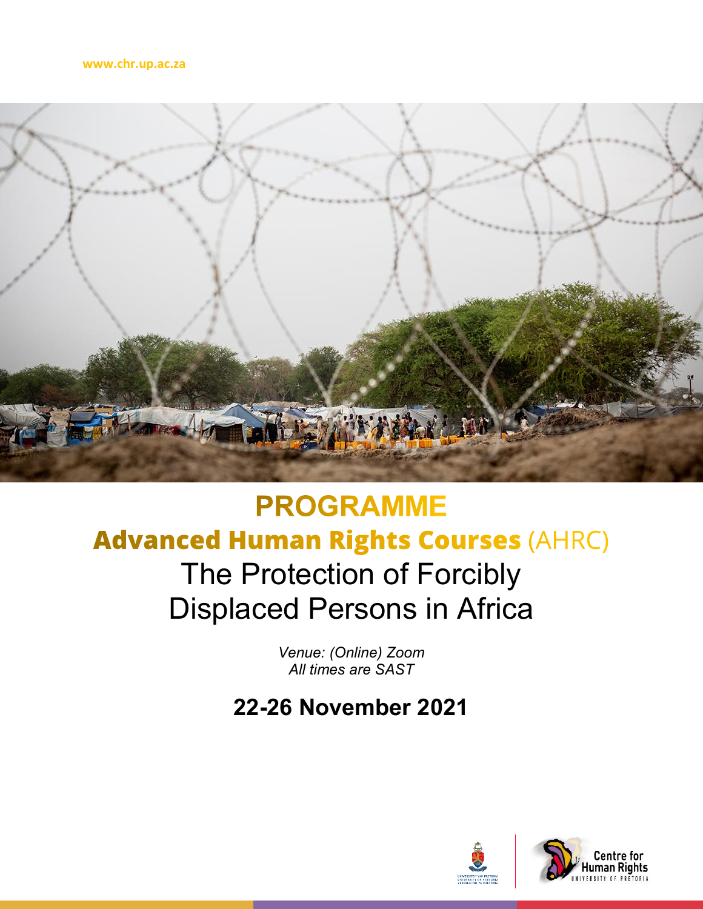www.chr.up.ac.za

# PROGRAMME

## **Advanced Human Rights Courses** (AHRC)

## The Protection of Forcibly Displaced Persons in Africa

*Venue: (Online) Zoom*
*All times are SAST*

## **22-26 November 2021**

Centre for Human Rights
UNIVERSITY OF PRETORIA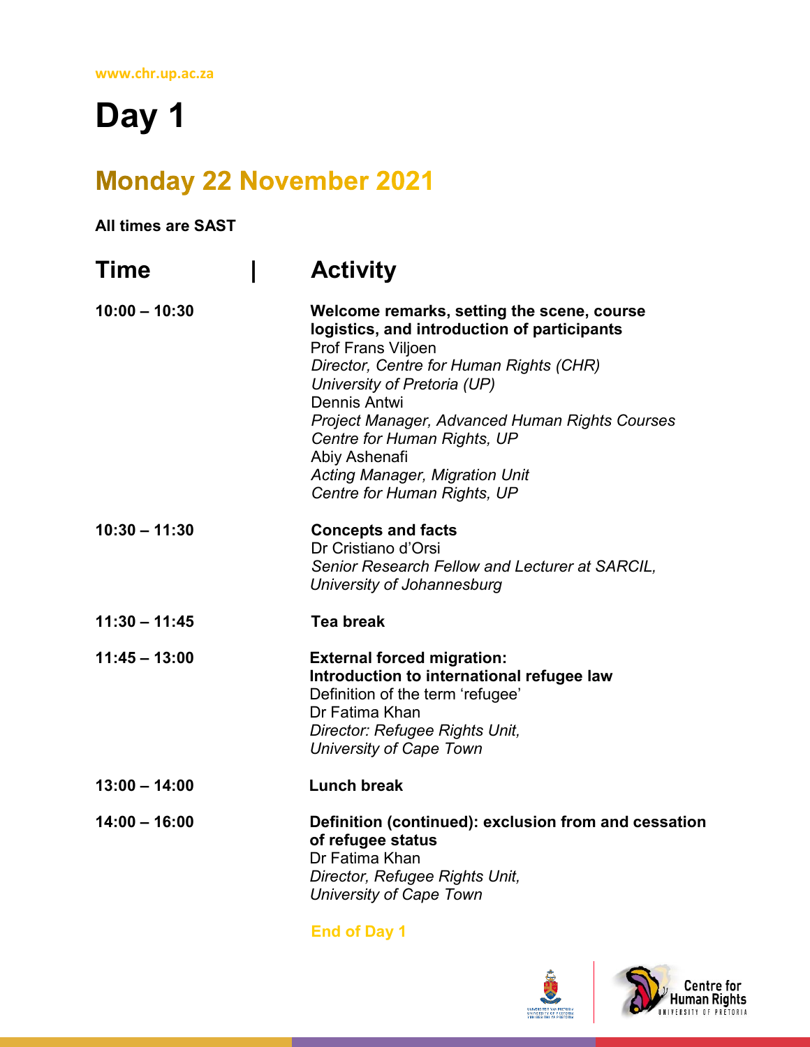# Day 1

## Monday 22 November 2021

**All times are SAST**

| Time | Activity |
| --- | --- |
| **10:00 – 10:30** | **Welcome remarks, setting the scene, course logistics, and introduction of participants**<br>Prof Frans Viljoen<br>*Director, Centre for Human Rights (CHR)*<br>*University of Pretoria (UP)*<br>Dennis Antwi<br>*Project Manager, Advanced Human Rights Courses*<br>*Centre for Human Rights, UP*<br>Abiy Ashenafi<br>*Acting Manager, Migration Unit*<br>*Centre for Human Rights, UP* |
| **10:30 – 11:30** | **Concepts and facts**<br>Dr Cristiano d'Orsi<br>*Senior Research Fellow and Lecturer at SARCIL,*<br>*University of Johannesburg* |
| **11:30 – 11:45** | **Tea break** |
| **11:45 – 13:00** | **External forced migration:**<br>**Introduction to international refugee law**<br>Definition of the term 'refugee'<br>Dr Fatima Khan<br>*Director: Refugee Rights Unit,*<br>*University of Cape Town* |
| **13:00 – 14:00** | **Lunch break** |
| **14:00 – 16:00** | **Definition (continued): exclusion from and cessation of refugee status**<br>Dr Fatima Khan<br>*Director, Refugee Rights Unit,*<br>*University of Cape Town* |

**End of Day 1**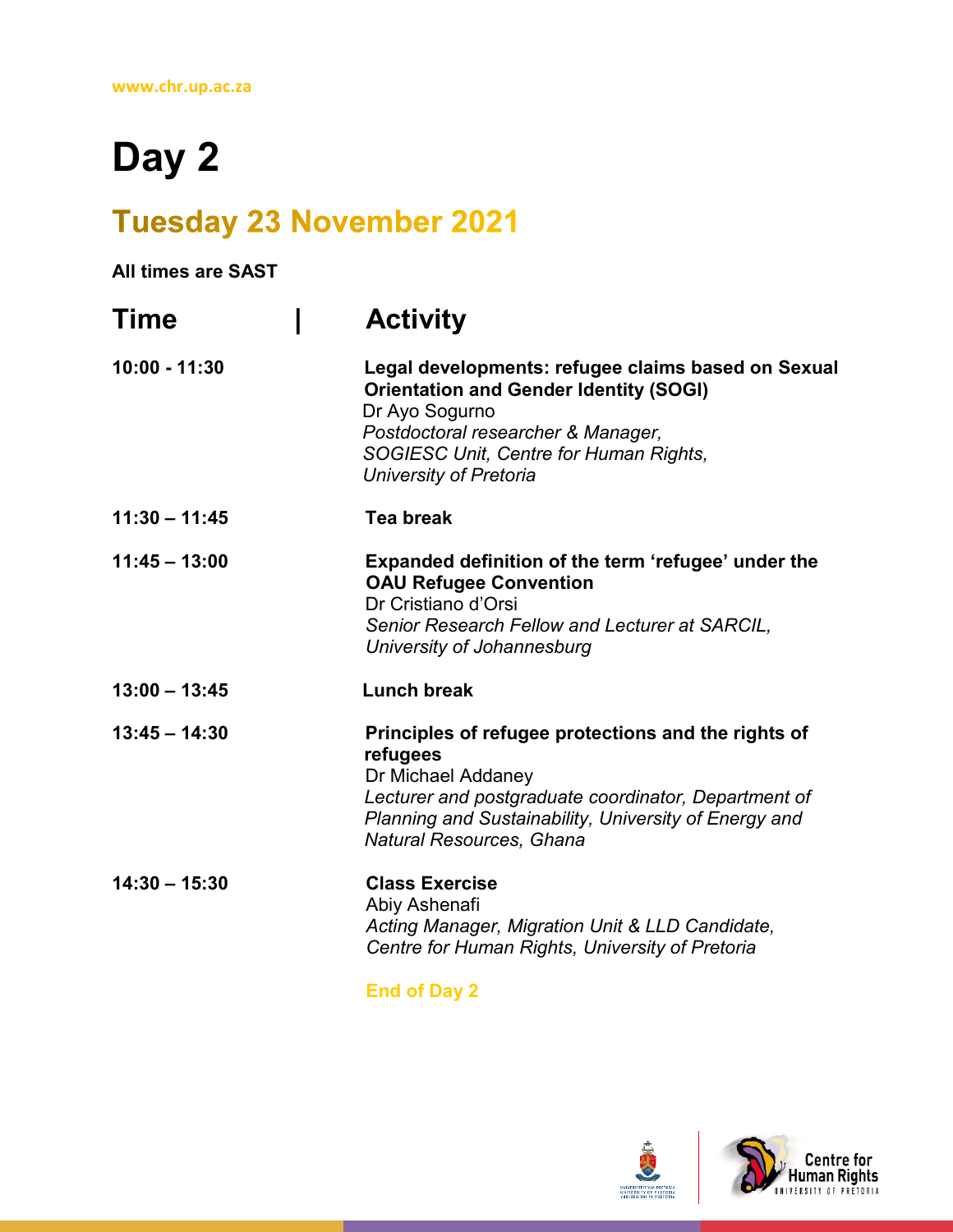# Day 2

## Tuesday 23 November 2021

**All times are SAST**

| Time | Activity |
|---|---|
| **10:00 - 11:30** | **Legal developments: refugee claims based on Sexual Orientation and Gender Identity (SOGI)**<br>Dr Ayo Sogurno<br>*Postdoctoral researcher & Manager, SOGIESC Unit, Centre for Human Rights, University of Pretoria* |
| **11:30 – 11:45** | **Tea break** |
| **11:45 – 13:00** | **Expanded definition of the term 'refugee' under the OAU Refugee Convention**<br>Dr Cristiano d'Orsi<br>*Senior Research Fellow and Lecturer at SARCIL, University of Johannesburg* |
| **13:00 – 13:45** | **Lunch break** |
| **13:45 – 14:30** | **Principles of refugee protections and the rights of refugees**<br>Dr Michael Addaney<br>*Lecturer and postgraduate coordinator, Department of Planning and Sustainability, University of Energy and Natural Resources, Ghana* |
| **14:30 – 15:30** | **Class Exercise**<br>Abiy Ashenafi<br>*Acting Manager, Migration Unit & LLD Candidate, Centre for Human Rights, University of Pretoria* |

**End of Day 2**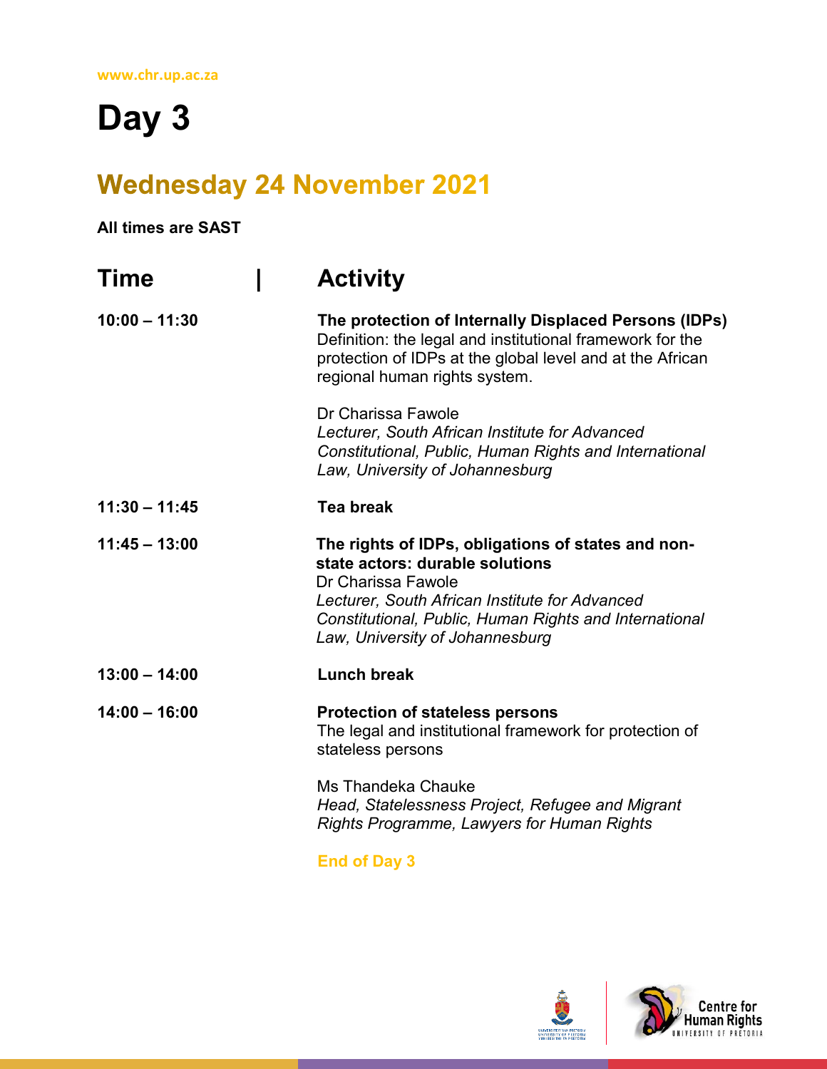# Day 3

## Wednesday 24 November 2021

**All times are SAST**

| Time | Activity |
| --- | --- |
| **10:00 – 11:30** | **The protection of Internally Displaced Persons (IDPs)**<br>Definition: the legal and institutional framework for the protection of IDPs at the global level and at the African regional human rights system.<br><br>Dr Charissa Fawole<br>*Lecturer, South African Institute for Advanced Constitutional, Public, Human Rights and International Law, University of Johannesburg* |
| **11:30 – 11:45** | **Tea break** |
| **11:45 – 13:00** | **The rights of IDPs, obligations of states and non-state actors: durable solutions**<br>Dr Charissa Fawole<br>*Lecturer, South African Institute for Advanced Constitutional, Public, Human Rights and International Law, University of Johannesburg* |
| **13:00 – 14:00** | **Lunch break** |
| **14:00 – 16:00** | **Protection of stateless persons**<br>The legal and institutional framework for protection of stateless persons<br><br>Ms Thandeka Chauke<br>*Head, Statelessness Project, Refugee and Migrant Rights Programme, Lawyers for Human Rights* |

**End of Day 3**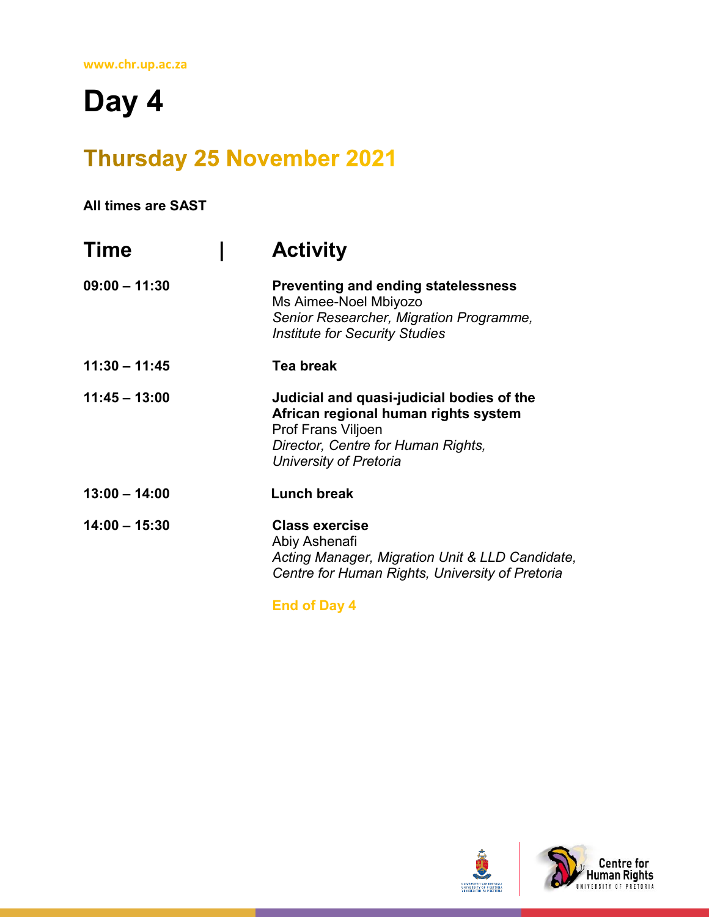www.chr.up.ac.za

# Day 4

## Thursday 25 November 2021

**All times are SAST**

| Time | Activity |
|---|---|
| **09:00 – 11:30** | **Preventing and ending statelessness**<br>Ms Aimee-Noel Mbiyozo<br>*Senior Researcher, Migration Programme, Institute for Security Studies* |
| **11:30 – 11:45** | **Tea break** |
| **11:45 – 13:00** | **Judicial and quasi-judicial bodies of the African regional human rights system**<br>Prof Frans Viljoen<br>*Director, Centre for Human Rights, University of Pretoria* |
| **13:00 – 14:00** | **Lunch break** |
| **14:00 – 15:30** | **Class exercise**<br>Abiy Ashenafi<br>*Acting Manager, Migration Unit & LLD Candidate, Centre for Human Rights, University of Pretoria* |

**End of Day 4**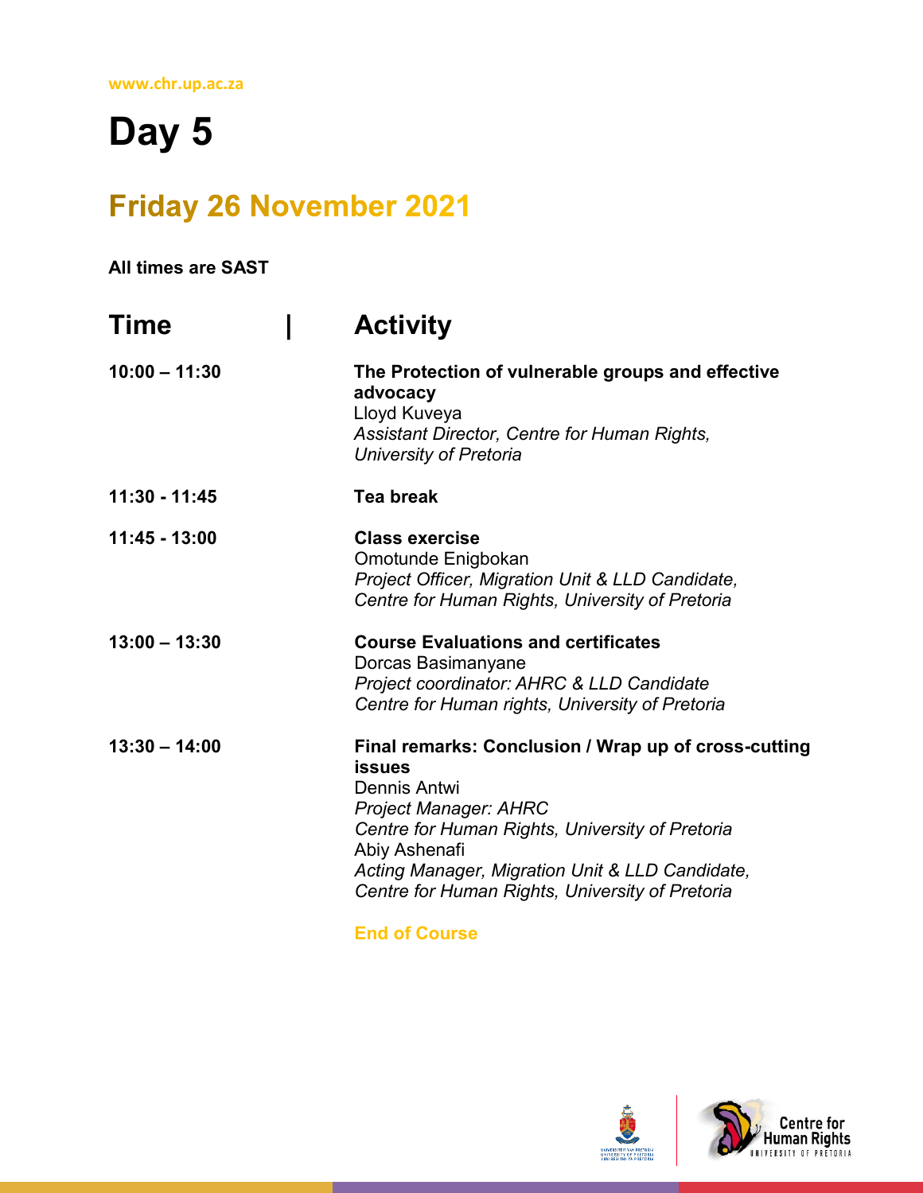# Day 5

## Friday 26 November 2021

**All times are SAST**

| Time | Activity |
| --- | --- |
| **10:00 – 11:30** | **The Protection of vulnerable groups and effective advocacy**<br>Lloyd Kuveya<br>*Assistant Director, Centre for Human Rights, University of Pretoria* |
| **11:30 - 11:45** | **Tea break** |
| **11:45 - 13:00** | **Class exercise**<br>Omotunde Enigbokan<br>*Project Officer, Migration Unit & LLD Candidate, Centre for Human Rights, University of Pretoria* |
| **13:00 – 13:30** | **Course Evaluations and certificates**<br>Dorcas Basimanyane<br>*Project coordinator: AHRC & LLD Candidate Centre for Human rights, University of Pretoria* |
| **13:30 – 14:00** | **Final remarks: Conclusion / Wrap up of cross-cutting issues**<br>Dennis Antwi<br>*Project Manager: AHRC Centre for Human Rights, University of Pretoria*<br>Abiy Ashenafi<br>*Acting Manager, Migration Unit & LLD Candidate, Centre for Human Rights, University of Pretoria* |

**End of Course**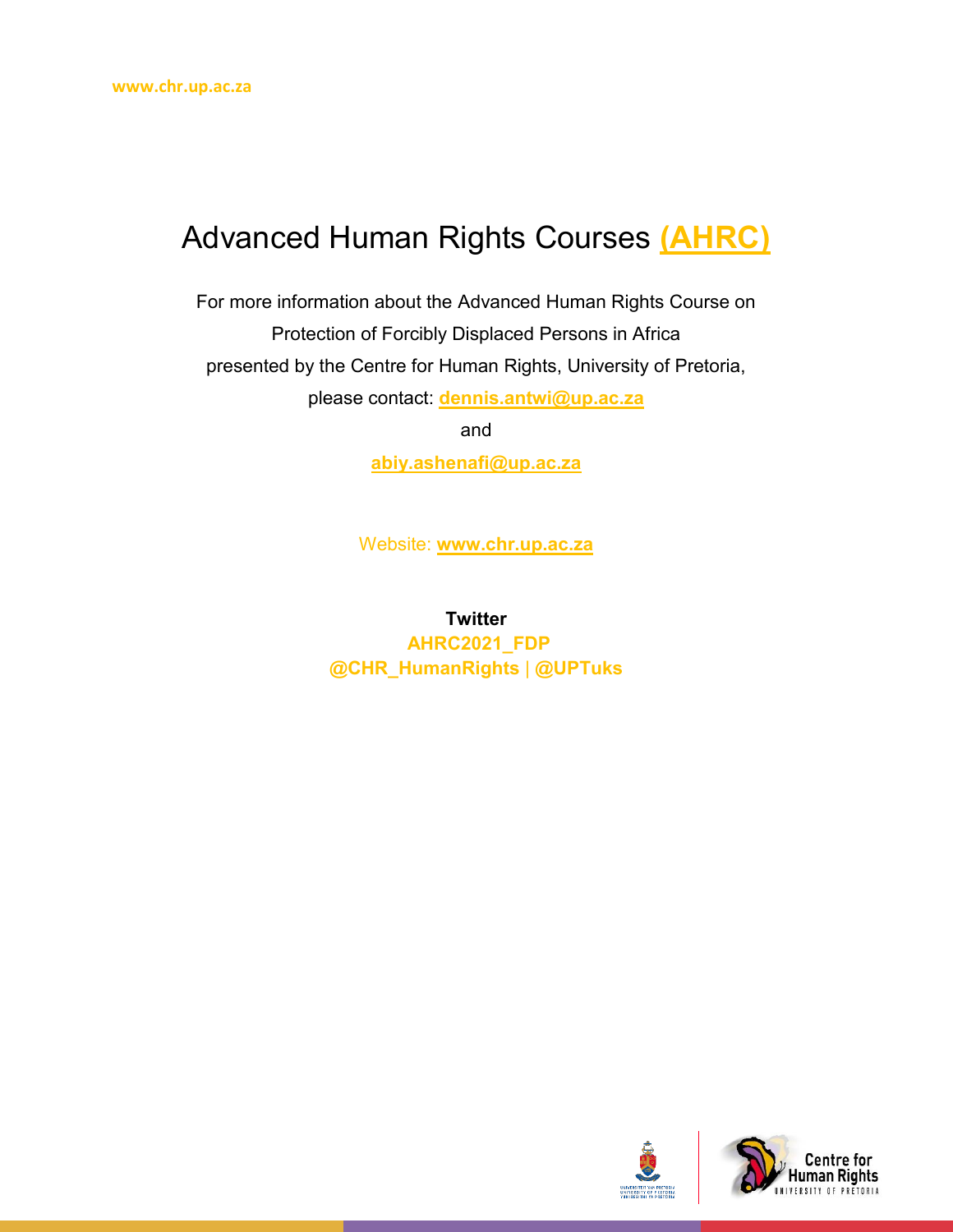# Advanced Human Rights Courses (AHRC)

For more information about the Advanced Human Rights Course on
Protection of Forcibly Displaced Persons in Africa
presented by the Centre for Human Rights, University of Pretoria,
please contact: **dennis.antwi@up.ac.za**

and

**abiy.ashenafi@up.ac.za**

Website: **www.chr.up.ac.za**

**Twitter**
**AHRC2021_FDP**
**@CHR_HumanRights** | **@UPTuks**